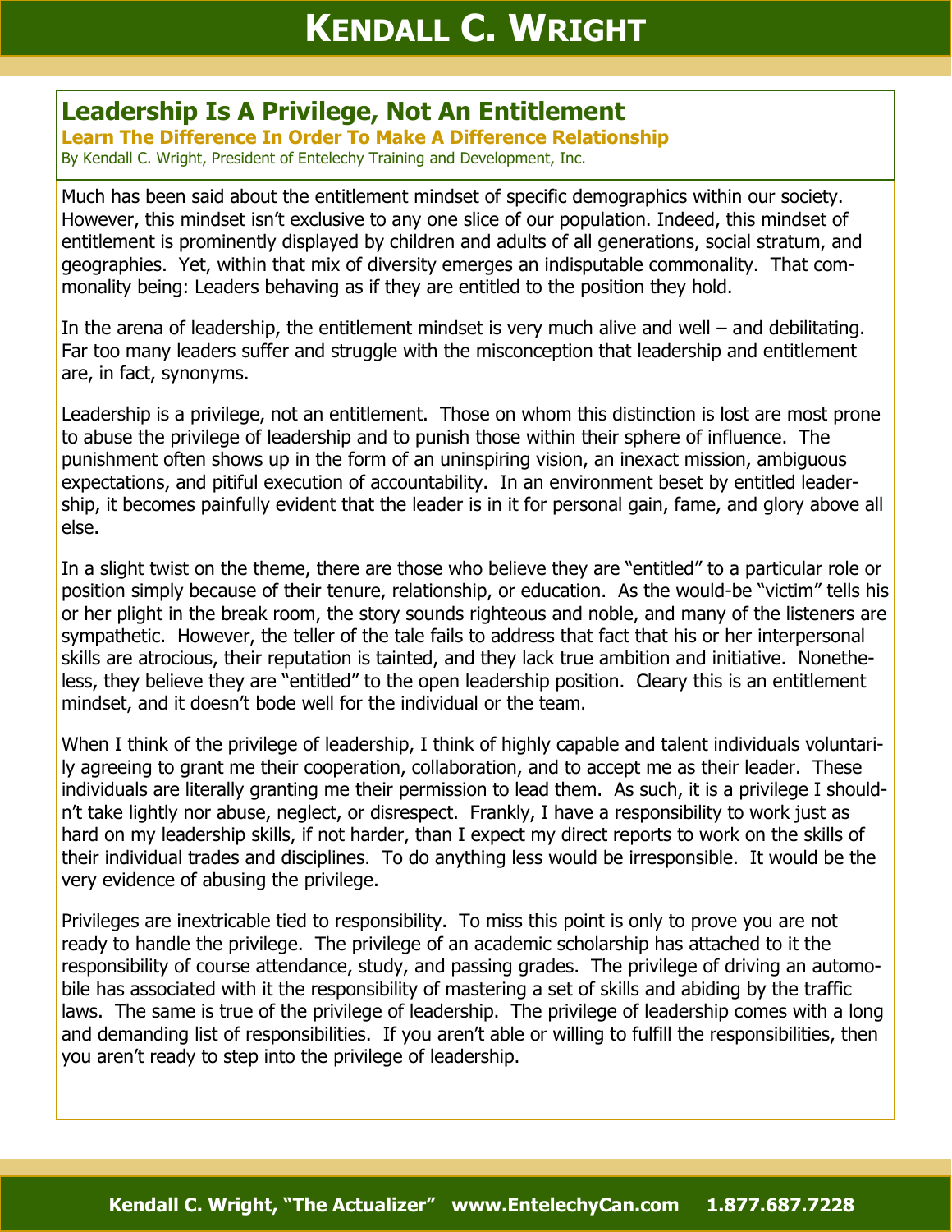## Leadership Is A Privilege, Not An Entitlement

**Learn The Difference In Order To Make A Difference Relationship**

By Kendall C. Wright, President of Entelechy Training and Development, Inc.

Much has been said about the entitlement mindset of specific demographics within our society. However, this mindset isn't exclusive to any one slice of our population. Indeed, this mindset of entitlement is prominently displayed by children and adults of all generations, social stratum, and geographies. Yet, within that mix of diversity emerges an indisputable commonality. That commonality being: Leaders behaving as if they are entitled to the position they hold.

In the arena of leadership, the entitlement mindset is very much alive and well – and debilitating. Far too many leaders suffer and struggle with the misconception that leadership and entitlement are, in fact, synonyms.

Leadership is a privilege, not an entitlement. Those on whom this distinction is lost are most prone to abuse the privilege of leadership and to punish those within their sphere of influence. The punishment often shows up in the form of an uninspiring vision, an inexact mission, ambiguous expectations, and pitiful execution of accountability. In an environment beset by entitled leadership, it becomes painfully evident that the leader is in it for personal gain, fame, and glory above all else.

In a slight twist on the theme, there are those who believe they are "entitled" to a particular role or position simply because of their tenure, relationship, or education. As the would-be "victim" tells his or her plight in the break room, the story sounds righteous and noble, and many of the listeners are sympathetic. However, the teller of the tale fails to address that fact that his or her interpersonal skills are atrocious, their reputation is tainted, and they lack true ambition and initiative. Nonetheless, they believe they are "entitled" to the open leadership position. Cleary this is an entitlement mindset, and it doesn't bode well for the individual or the team.

When I think of the privilege of leadership, I think of highly capable and talent individuals voluntarily agreeing to grant me their cooperation, collaboration, and to accept me as their leader. These individuals are literally granting me their permission to lead them. As such, it is a privilege I shouldn't take lightly nor abuse, neglect, or disrespect. Frankly, I have a responsibility to work just as hard on my leadership skills, if not harder, than I expect my direct reports to work on the skills of their individual trades and disciplines. To do anything less would be irresponsible. It would be the very evidence of abusing the privilege.

Privileges are inextricable tied to responsibility. To miss this point is only to prove you are not ready to handle the privilege. The privilege of an academic scholarship has attached to it the responsibility of course attendance, study, and passing grades. The privilege of driving an automobile has associated with it the responsibility of mastering a set of skills and abiding by the traffic laws. The same is true of the privilege of leadership. The privilege of leadership comes with a long and demanding list of responsibilities. If you aren't able or willing to fulfill the responsibilities, then you aren't ready to step into the privilege of leadership.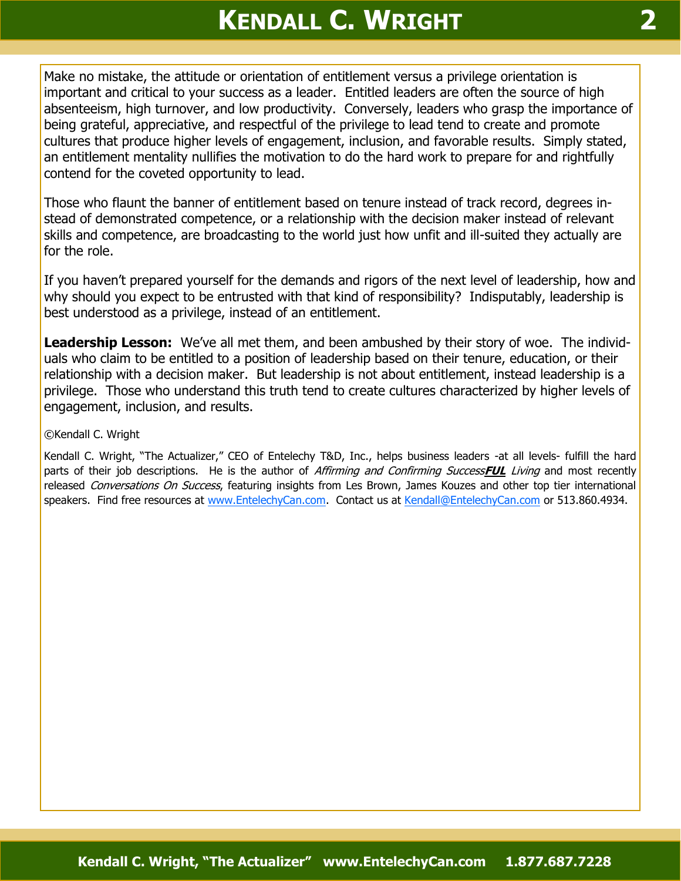Make no mistake, the attitude or orientation of entitlement versus a privilege orientation is important and critical to your success as a leader. Entitled leaders are often the source of high absenteeism, high turnover, and low productivity. Conversely, leaders who grasp the importance of being grateful, appreciative, and respectful of the privilege to lead tend to create and promote cultures that produce higher levels of engagement, inclusion, and favorable results. Simply stated, an entitlement mentality nullifies the motivation to do the hard work to prepare for and rightfully contend for the coveted opportunity to lead.

Those who flaunt the banner of entitlement based on tenure instead of track record, degrees instead of demonstrated competence, or a relationship with the decision maker instead of relevant skills and competence, are broadcasting to the world just how unfit and ill-suited they actually are for the role.

If you haven't prepared yourself for the demands and rigors of the next level of leadership, how and why should you expect to be entrusted with that kind of responsibility? Indisputably, leadership is best understood as a privilege, instead of an entitlement.

**Leadership Lesson:** We've all met them, and been ambushed by their story of woe. The individuals who claim to be entitled to a position of leadership based on their tenure, education, or their relationship with a decision maker. But leadership is not about entitlement, instead leadership is a privilege. Those who understand this truth tend to create cultures characterized by higher levels of engagement, inclusion, and results.

©Kendall C. Wright

Kendall C. Wright, "The Actualizer," CEO of Entelechy T&D, Inc., helps business leaders -at all levels- fulfill the hard parts of their job descriptions. He is the author of *Affirming and Confirming Success**FUL** Living* and most recently released *Conversations On Success*, featuring insights from Les Brown, James Kouzes and other top tier international speakers. Find free resources at www.EntelechyCan.com. Contact us at Kendall@EntelechyCan.com or 513.860.4934.